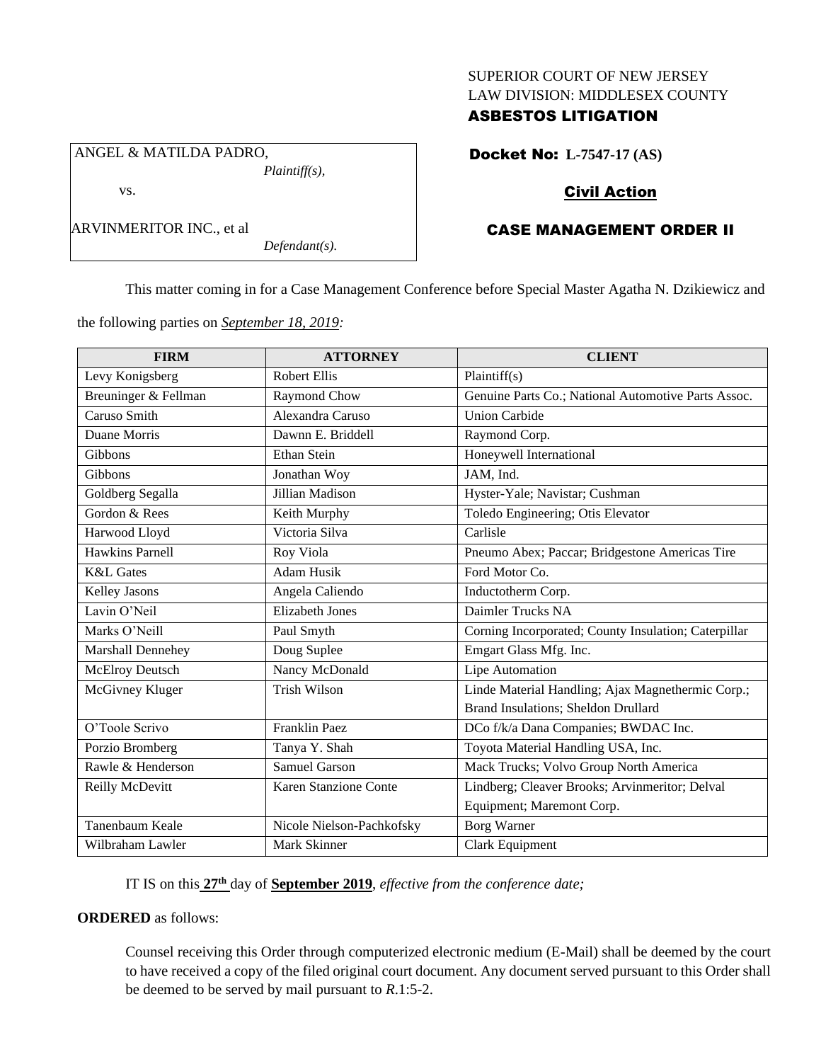SUPERIOR COURT OF NEW JERSEY
LAW DIVISION: MIDDLESEX COUNTY
**ASBESTOS LITIGATION**

ANGEL & MATILDA PADRO,
*Plaintiff(s),*

vs.

ARVINMERITOR INC., et al
*Defendant(s).*

**Docket No: L-7547-17 (AS)**

**Civil Action**

**CASE MANAGEMENT ORDER II**

This matter coming in for a Case Management Conference before Special Master Agatha N. Dzikiewicz and the following parties on *September 18, 2019:*

| FIRM | ATTORNEY | CLIENT |
|---|---|---|
| Levy Konigsberg | Robert Ellis | Plaintiff(s) |
| Breuninger & Fellman | Raymond Chow | Genuine Parts Co.; National Automotive Parts Assoc. |
| Caruso Smith | Alexandra Caruso | Union Carbide |
| Duane Morris | Dawnn E. Briddell | Raymond Corp. |
| Gibbons | Ethan Stein | Honeywell International |
| Gibbons | Jonathan Woy | JAM, Ind. |
| Goldberg Segalla | Jillian Madison | Hyster-Yale; Navistar; Cushman |
| Gordon & Rees | Keith Murphy | Toledo Engineering; Otis Elevator |
| Harwood Lloyd | Victoria Silva | Carlisle |
| Hawkins Parnell | Roy Viola | Pneumo Abex; Paccar; Bridgestone Americas Tire |
| K&L Gates | Adam Husik | Ford Motor Co. |
| Kelley Jasons | Angela Caliendo | Inductotherm Corp. |
| Lavin O'Neil | Elizabeth Jones | Daimler Trucks NA |
| Marks O'Neill | Paul Smyth | Corning Incorporated; County Insulation; Caterpillar |
| Marshall Dennehey | Doug Suplee | Emgart Glass Mfg. Inc. |
| McElroy Deutsch | Nancy McDonald | Lipe Automation |
| McGivney Kluger | Trish Wilson | Linde Material Handling; Ajax Magnethermic Corp.; Brand Insulations; Sheldon Drullard |
| O'Toole Scrivo | Franklin Paez | DCo f/k/a Dana Companies; BWDAC Inc. |
| Porzio Bromberg | Tanya Y. Shah | Toyota Material Handling USA, Inc. |
| Rawle & Henderson | Samuel Garson | Mack Trucks; Volvo Group North America |
| Reilly McDevitt | Karen Stanzione Conte | Lindberg; Cleaver Brooks; Arvinmeritor; Delval Equipment; Maremont Corp. |
| Tanenbaum Keale | Nicole Nielson-Pachkofsky | Borg Warner |
| Wilbraham Lawler | Mark Skinner | Clark Equipment |

IT IS on this **27th** day of **September 2019**, *effective from the conference date;*

**ORDERED** as follows:

Counsel receiving this Order through computerized electronic medium (E-Mail) shall be deemed by the court to have received a copy of the filed original court document. Any document served pursuant to this Order shall be deemed to be served by mail pursuant to *R*.1:5-2.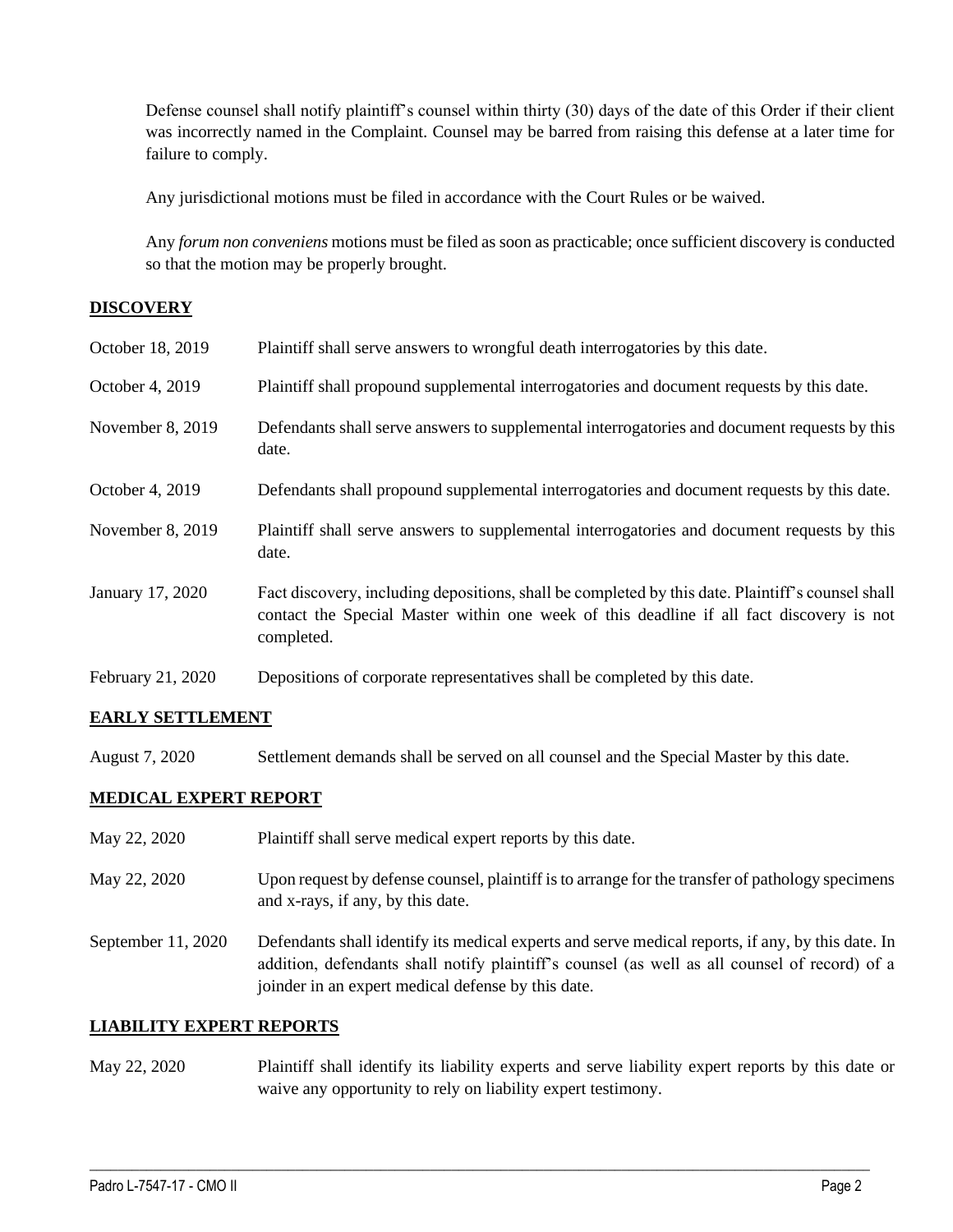Defense counsel shall notify plaintiff's counsel within thirty (30) days of the date of this Order if their client was incorrectly named in the Complaint. Counsel may be barred from raising this defense at a later time for failure to comply.

Any jurisdictional motions must be filed in accordance with the Court Rules or be waived.

Any *forum non conveniens* motions must be filed as soon as practicable; once sufficient discovery is conducted so that the motion may be properly brought.

## DISCOVERY

| | |
|---|---|
| October 18, 2019 | Plaintiff shall serve answers to wrongful death interrogatories by this date. |
| October 4, 2019 | Plaintiff shall propound supplemental interrogatories and document requests by this date. |
| November 8, 2019 | Defendants shall serve answers to supplemental interrogatories and document requests by this date. |
| October 4, 2019 | Defendants shall propound supplemental interrogatories and document requests by this date. |
| November 8, 2019 | Plaintiff shall serve answers to supplemental interrogatories and document requests by this date. |
| January 17, 2020 | Fact discovery, including depositions, shall be completed by this date. Plaintiff's counsel shall contact the Special Master within one week of this deadline if all fact discovery is not completed. |
| February 21, 2020 | Depositions of corporate representatives shall be completed by this date. |

## EARLY SETTLEMENT

| | |
|---|---|
| August 7, 2020 | Settlement demands shall be served on all counsel and the Special Master by this date. |

## MEDICAL EXPERT REPORT

| | |
|---|---|
| May 22, 2020 | Plaintiff shall serve medical expert reports by this date. |
| May 22, 2020 | Upon request by defense counsel, plaintiff is to arrange for the transfer of pathology specimens and x-rays, if any, by this date. |
| September 11, 2020 | Defendants shall identify its medical experts and serve medical reports, if any, by this date. In addition, defendants shall notify plaintiff's counsel (as well as all counsel of record) of a joinder in an expert medical defense by this date. |

## LIABILITY EXPERT REPORTS

| | |
|---|---|
| May 22, 2020 | Plaintiff shall identify its liability experts and serve liability expert reports by this date or waive any opportunity to rely on liability expert testimony. |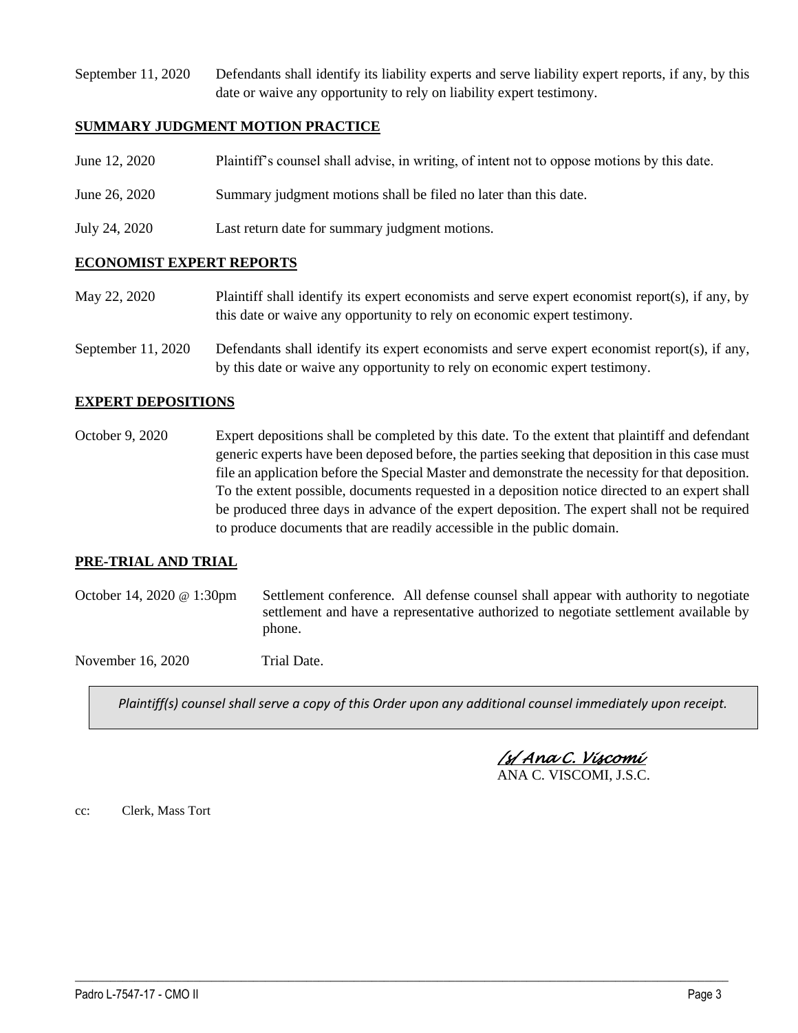September 11, 2020 Defendants shall identify its liability experts and serve liability expert reports, if any, by this date or waive any opportunity to rely on liability expert testimony.

**SUMMARY JUDGMENT MOTION PRACTICE**

June 12, 2020 Plaintiff's counsel shall advise, in writing, of intent not to oppose motions by this date.

June 26, 2020 Summary judgment motions shall be filed no later than this date.

July 24, 2020 Last return date for summary judgment motions.

**ECONOMIST EXPERT REPORTS**

May 22, 2020 Plaintiff shall identify its expert economists and serve expert economist report(s), if any, by this date or waive any opportunity to rely on economic expert testimony.

September 11, 2020 Defendants shall identify its expert economists and serve expert economist report(s), if any, by this date or waive any opportunity to rely on economic expert testimony.

**EXPERT DEPOSITIONS**

October 9, 2020 Expert depositions shall be completed by this date. To the extent that plaintiff and defendant generic experts have been deposed before, the parties seeking that deposition in this case must file an application before the Special Master and demonstrate the necessity for that deposition. To the extent possible, documents requested in a deposition notice directed to an expert shall be produced three days in advance of the expert deposition. The expert shall not be required to produce documents that are readily accessible in the public domain.

**PRE-TRIAL AND TRIAL**

October 14, 2020 @ 1:30pm Settlement conference. All defense counsel shall appear with authority to negotiate settlement and have a representative authorized to negotiate settlement available by phone.

November 16, 2020 Trial Date.

*Plaintiff(s) counsel shall serve a copy of this Order upon any additional counsel immediately upon receipt.*

*/s/ Ana C. Viscomi*
ANA C. VISCOMI, J.S.C.

cc: Clerk, Mass Tort